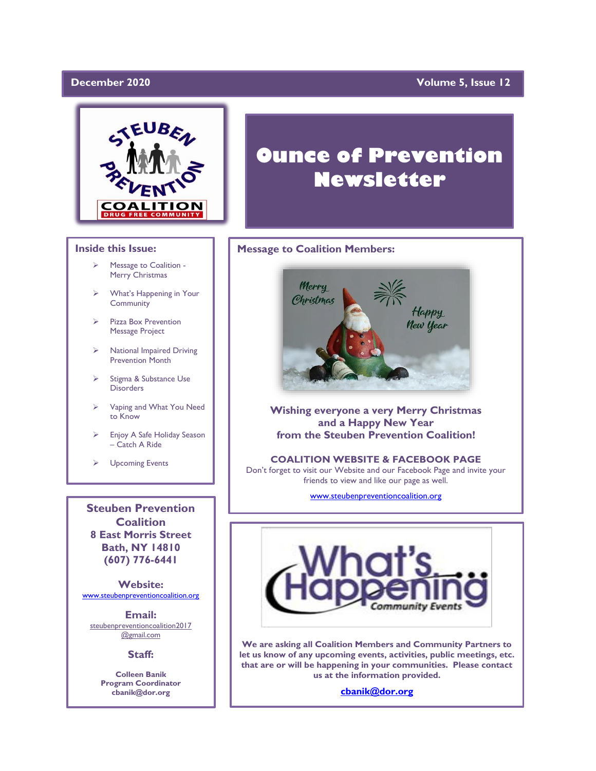December 2020 | Volume 5, Issue 12

# Ounce of Prevention Newsletter

## Inside this Issue:

- Message to Coalition - Merry Christmas
- What's Happening in Your Community
- Pizza Box Prevention Message Project
- National Impaired Driving Prevention Month
- Stigma & Substance Use Disorders
- Vaping and What You Need to Know
- Enjoy A Safe Holiday Season – Catch A Ride
- Upcoming Events

**Steuben Prevention Coalition**
**8 East Morris Street**
**Bath, NY 14810**
**(607) 776-6441**

**Website:**
www.steubenpreventioncoalition.org

**Email:**
steubenpreventioncoalition2017@gmail.com

**Staff:**

**Colleen Banik**
**Program Coordinator**
**cbanik@dor.org**

## Message to Coalition Members:

**Wishing everyone a very Merry Christmas and a Happy New Year from the Steuben Prevention Coalition!**

**COALITION WEBSITE & FACEBOOK PAGE**

Don't forget to visit our Website and our Facebook Page and invite your friends to view and like our page as well.

www.steubenpreventioncoalition.org

## What's Happening Community Events

**We are asking all Coalition Members and Community Partners to let us know of any upcoming events, activities, public meetings, etc. that are or will be happening in your communities. Please contact us at the information provided.**

**cbanik@dor.org**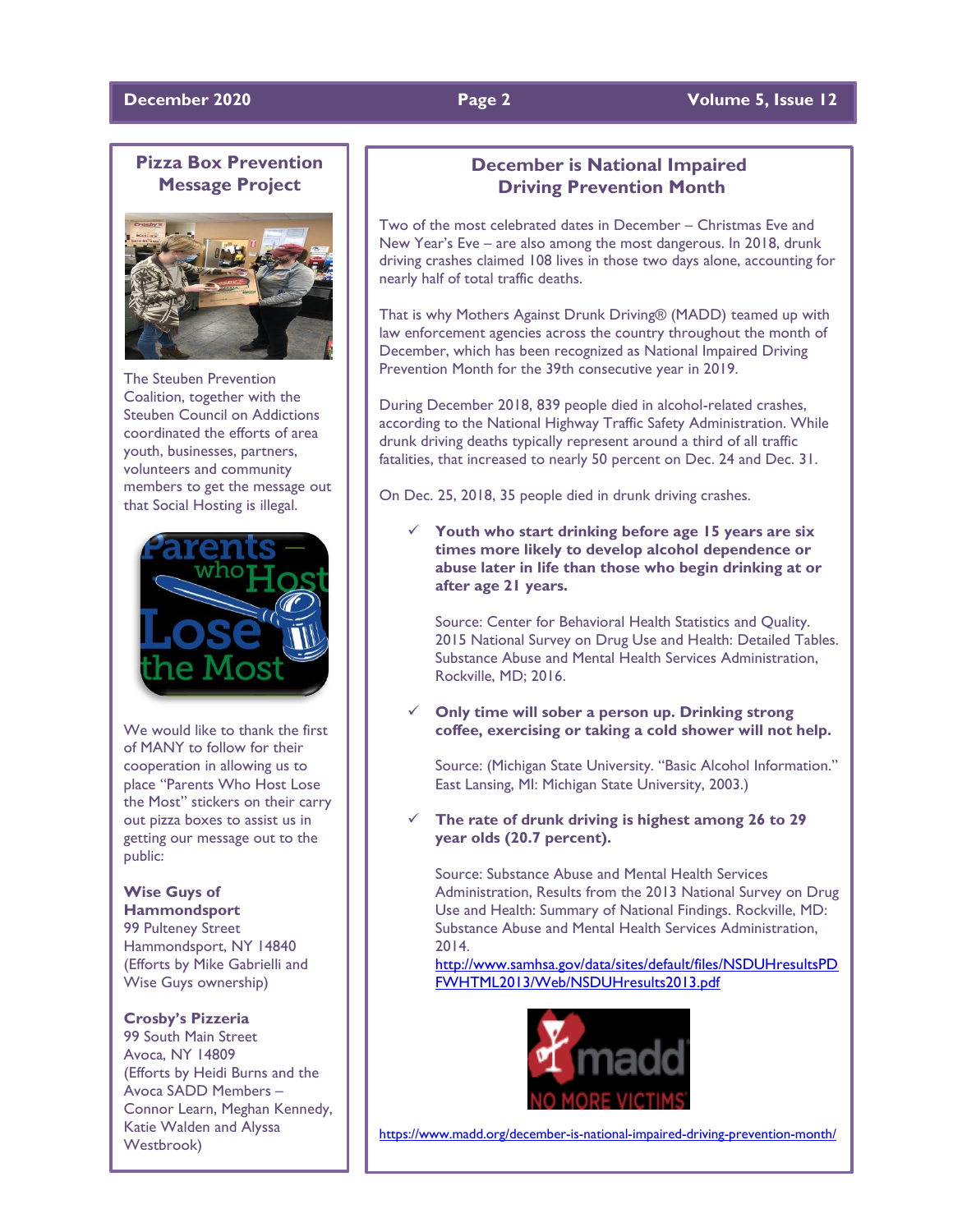## Pizza Box Prevention Message Project

The Steuben Prevention Coalition, together with the Steuben Council on Addictions coordinated the efforts of area youth, businesses, partners, volunteers and community members to get the message out that Social Hosting is illegal.

We would like to thank the first of MANY to follow for their cooperation in allowing us to place "Parents Who Host Lose the Most" stickers on their carry out pizza boxes to assist us in getting our message out to the public:

**Wise Guys of Hammondsport**
99 Pulteney Street
Hammondsport, NY 14840
(Efforts by Mike Gabrielli and Wise Guys ownership)

**Crosby's Pizzeria**
99 South Main Street
Avoca, NY 14809
(Efforts by Heidi Burns and the Avoca SADD Members – Connor Learn, Meghan Kennedy, Katie Walden and Alyssa Westbrook)

## December is National Impaired Driving Prevention Month

Two of the most celebrated dates in December – Christmas Eve and New Year's Eve – are also among the most dangerous. In 2018, drunk driving crashes claimed 108 lives in those two days alone, accounting for nearly half of total traffic deaths.

That is why Mothers Against Drunk Driving® (MADD) teamed up with law enforcement agencies across the country throughout the month of December, which has been recognized as National Impaired Driving Prevention Month for the 39th consecutive year in 2019.

During December 2018, 839 people died in alcohol-related crashes, according to the National Highway Traffic Safety Administration. While drunk driving deaths typically represent around a third of all traffic fatalities, that increased to nearly 50 percent on Dec. 24 and Dec. 31.

On Dec. 25, 2018, 35 people died in drunk driving crashes.

- ✓ **Youth who start drinking before age 15 years are six times more likely to develop alcohol dependence or abuse later in life than those who begin drinking at or after age 21 years.**

  Source: Center for Behavioral Health Statistics and Quality. 2015 National Survey on Drug Use and Health: Detailed Tables. Substance Abuse and Mental Health Services Administration, Rockville, MD; 2016.

- ✓ **Only time will sober a person up. Drinking strong coffee, exercising or taking a cold shower will not help.**

  Source: (Michigan State University. "Basic Alcohol Information." East Lansing, MI: Michigan State University, 2003.)

- ✓ **The rate of drunk driving is highest among 26 to 29 year olds (20.7 percent).**

  Source: Substance Abuse and Mental Health Services Administration, Results from the 2013 National Survey on Drug Use and Health: Summary of National Findings. Rockville, MD: Substance Abuse and Mental Health Services Administration, 2014.
  http://www.samhsa.gov/data/sites/default/files/NSDUHresultsPDFWHTML2013/Web/NSDUHresults2013.pdf

https://www.madd.org/december-is-national-impaired-driving-prevention-month/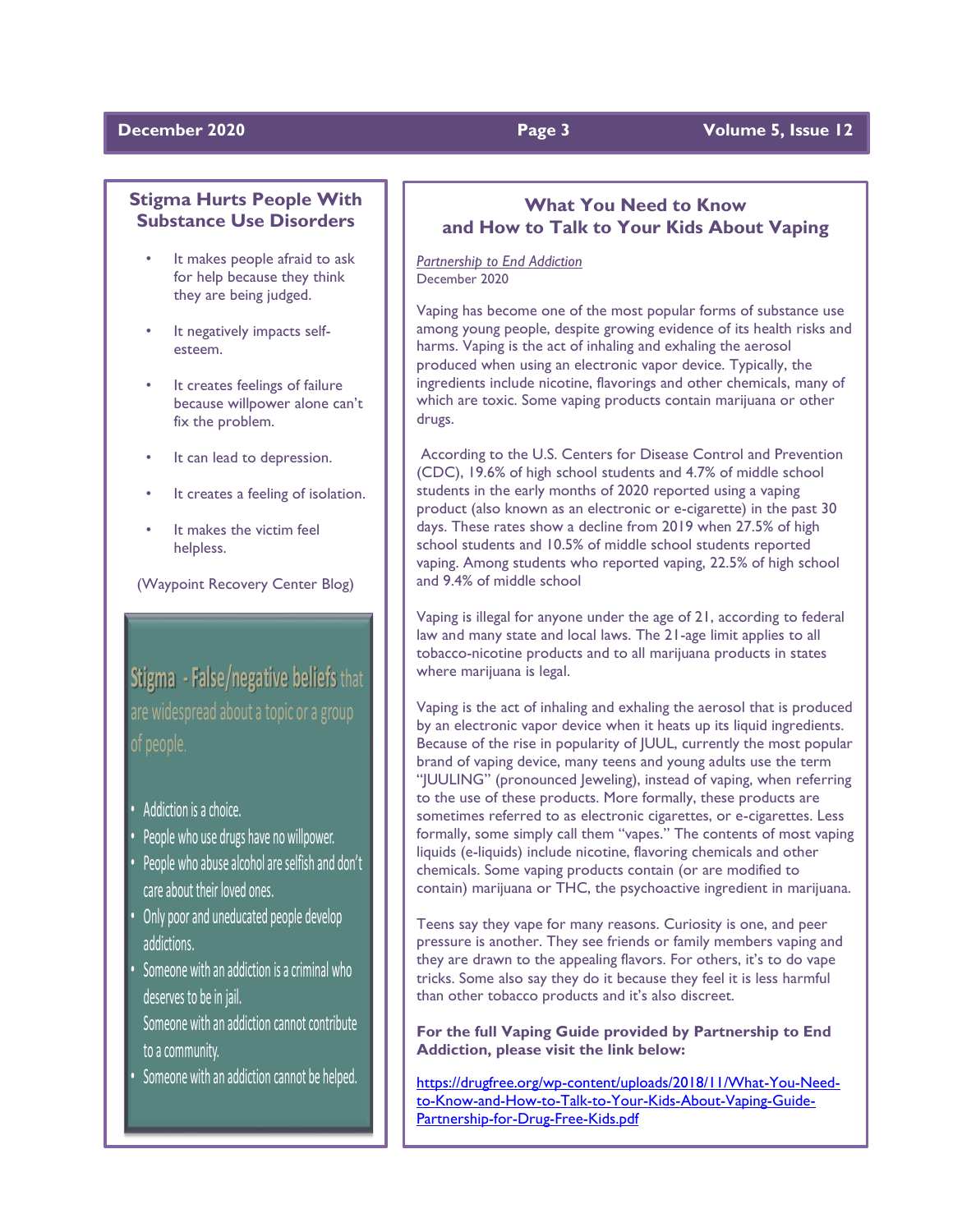## Stigma Hurts People With Substance Use Disorders

- It makes people afraid to ask for help because they think they are being judged.
- It negatively impacts self-esteem.
- It creates feelings of failure because willpower alone can't fix the problem.
- It can lead to depression.
- It creates a feeling of isolation.
- It makes the victim feel helpless.

(Waypoint Recovery Center Blog)

**Stigma - False/negative beliefs** that are widespread about a topic or a group of people.

- Addiction is a choice.
- People who use drugs have no willpower.
- People who abuse alcohol are selfish and don't care about their loved ones.
- Only poor and uneducated people develop addictions.
- Someone with an addiction is a criminal who deserves to be in jail.
  Someone with an addiction cannot contribute to a community.
- Someone with an addiction cannot be helped.

## What You Need to Know and How to Talk to Your Kids About Vaping

*Partnership to End Addiction*
December 2020

Vaping has become one of the most popular forms of substance use among young people, despite growing evidence of its health risks and harms. Vaping is the act of inhaling and exhaling the aerosol produced when using an electronic vapor device. Typically, the ingredients include nicotine, flavorings and other chemicals, many of which are toxic. Some vaping products contain marijuana or other drugs.

According to the U.S. Centers for Disease Control and Prevention (CDC), 19.6% of high school students and 4.7% of middle school students in the early months of 2020 reported using a vaping product (also known as an electronic or e-cigarette) in the past 30 days. These rates show a decline from 2019 when 27.5% of high school students and 10.5% of middle school students reported vaping. Among students who reported vaping, 22.5% of high school and 9.4% of middle school

Vaping is illegal for anyone under the age of 21, according to federal law and many state and local laws. The 21-age limit applies to all tobacco-nicotine products and to all marijuana products in states where marijuana is legal.

Vaping is the act of inhaling and exhaling the aerosol that is produced by an electronic vapor device when it heats up its liquid ingredients. Because of the rise in popularity of JUUL, currently the most popular brand of vaping device, many teens and young adults use the term "JUULING" (pronounced Jeweling), instead of vaping, when referring to the use of these products. More formally, these products are sometimes referred to as electronic cigarettes, or e-cigarettes. Less formally, some simply call them "vapes." The contents of most vaping liquids (e-liquids) include nicotine, flavoring chemicals and other chemicals. Some vaping products contain (or are modified to contain) marijuana or THC, the psychoactive ingredient in marijuana.

Teens say they vape for many reasons. Curiosity is one, and peer pressure is another. They see friends or family members vaping and they are drawn to the appealing flavors. For others, it's to do vape tricks. Some also say they do it because they feel it is less harmful than other tobacco products and it's also discreet.

**For the full Vaping Guide provided by Partnership to End Addiction, please visit the link below:**

https://drugfree.org/wp-content/uploads/2018/11/What-You-Need-to-Know-and-How-to-Talk-to-Your-Kids-About-Vaping-Guide-Partnership-for-Drug-Free-Kids.pdf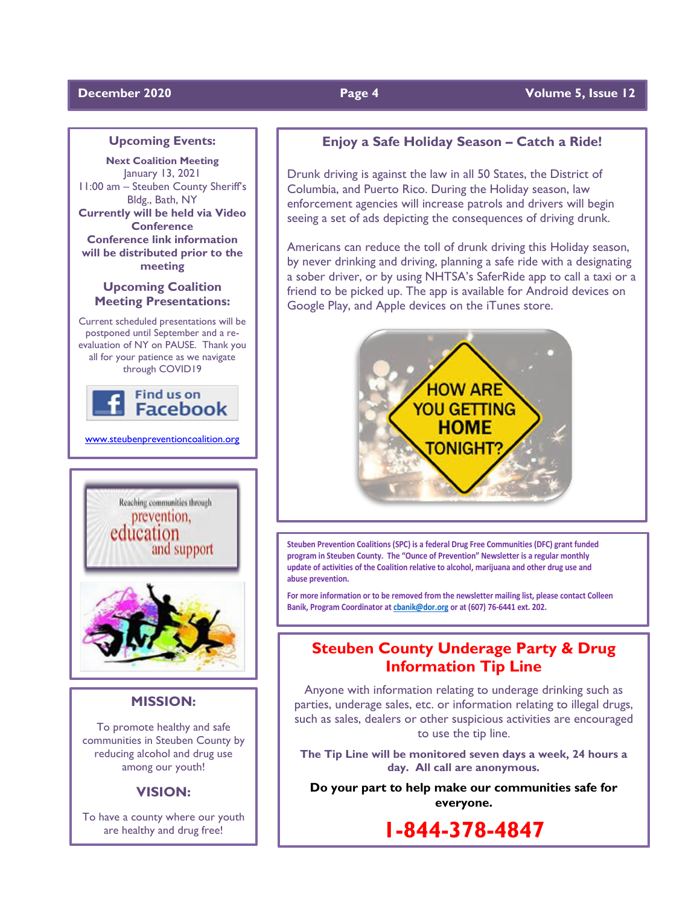## Upcoming Events:

**Next Coalition Meeting**
January 13, 2021
11:00 am – Steuben County Sheriff's Bldg., Bath, NY
**Currently will be held via Video Conference**
**Conference link information will be distributed prior to the meeting**

## Upcoming Coalition Meeting Presentations:

Current scheduled presentations will be postponed until September and a re-evaluation of NY on PAUSE. Thank you all for your patience as we navigate through COVID19

Find us on Facebook

www.steubenpreventioncoalition.org

Reaching communities through prevention, education and support

## MISSION:

To promote healthy and safe communities in Steuben County by reducing alcohol and drug use among our youth!

## VISION:

To have a county where our youth are healthy and drug free!

## Enjoy a Safe Holiday Season – Catch a Ride!

Drunk driving is against the law in all 50 States, the District of Columbia, and Puerto Rico. During the Holiday season, law enforcement agencies will increase patrols and drivers will begin seeing a set of ads depicting the consequences of driving drunk.

Americans can reduce the toll of drunk driving this Holiday season, by never drinking and driving, planning a safe ride with a designating a sober driver, or by using NHTSA's SaferRide app to call a taxi or a friend to be picked up. The app is available for Android devices on Google Play, and Apple devices on the iTunes store.

HOW ARE YOU GETTING HOME TONIGHT?

**Steuben Prevention Coalitions (SPC) is a federal Drug Free Communities (DFC) grant funded program in Steuben County. The "Ounce of Prevention" Newsletter is a regular monthly update of activities of the Coalition relative to alcohol, marijuana and other drug use and abuse prevention.**

**For more information or to be removed from the newsletter mailing list, please contact Colleen Banik, Program Coordinator at cbanik@dor.org or at (607) 76-6441 ext. 202.**

## Steuben County Underage Party & Drug Information Tip Line

Anyone with information relating to underage drinking such as parties, underage sales, etc. or information relating to illegal drugs, such as sales, dealers or other suspicious activities are encouraged to use the tip line.

**The Tip Line will be monitored seven days a week, 24 hours a day. All call are anonymous.**

**Do your part to help make our communities safe for everyone.**

# 1-844-378-4847